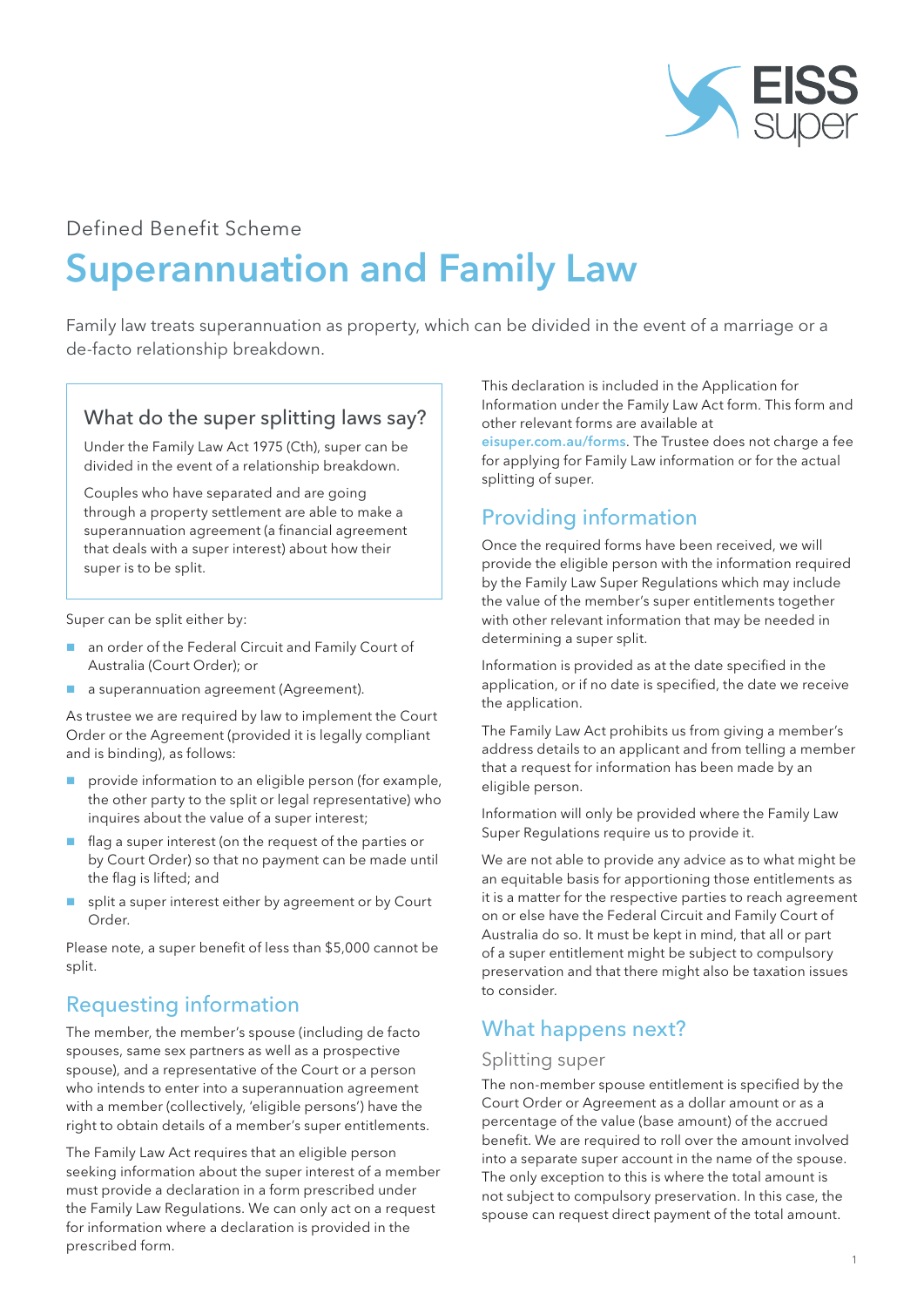Defined Benefit Scheme

# Superannuation and Family Law

Family law treats superannuation as property, which can be divided in the event of a marriage or a de-facto relationship breakdown.

### What do the super splitting laws say?

Under the Family Law Act 1975 (Cth), super can be divided in the event of a relationship breakdown.

Couples who have separated and are going through a property settlement are able to make a superannuation agreement (a financial agreement that deals with a super interest) about how their super is to be split.

Super can be split either by:

- an order of the Federal Circuit and Family Court of Australia (Court Order); or
- a superannuation agreement (Agreement).

As trustee we are required by law to implement the Court Order or the Agreement (provided it is legally compliant and is binding), as follows:

- provide information to an eligible person (for example, the other party to the split or legal representative) who inquires about the value of a super interest;
- flag a super interest (on the request of the parties or by Court Order) so that no payment can be made until the flag is lifted; and
- split a super interest either by agreement or by Court Order.

Please note, a super benefit of less than $5,000 cannot be split.

## Requesting information

The member, the member's spouse (including de facto spouses, same sex partners as well as a prospective spouse), and a representative of the Court or a person who intends to enter into a superannuation agreement with a member (collectively, 'eligible persons') have the right to obtain details of a member's super entitlements.

The Family Law Act requires that an eligible person seeking information about the super interest of a member must provide a declaration in a form prescribed under the Family Law Regulations. We can only act on a request for information where a declaration is provided in the prescribed form.

This declaration is included in the Application for Information under the Family Law Act form. This form and other relevant forms are available at eisuper.com.au/forms. The Trustee does not charge a fee for applying for Family Law information or for the actual splitting of super.

## Providing information

Once the required forms have been received, we will provide the eligible person with the information required by the Family Law Super Regulations which may include the value of the member's super entitlements together with other relevant information that may be needed in determining a super split.

Information is provided as at the date specified in the application, or if no date is specified, the date we receive the application.

The Family Law Act prohibits us from giving a member's address details to an applicant and from telling a member that a request for information has been made by an eligible person.

Information will only be provided where the Family Law Super Regulations require us to provide it.

We are not able to provide any advice as to what might be an equitable basis for apportioning those entitlements as it is a matter for the respective parties to reach agreement on or else have the Federal Circuit and Family Court of Australia do so. It must be kept in mind, that all or part of a super entitlement might be subject to compulsory preservation and that there might also be taxation issues to consider.

## What happens next?

### Splitting super

The non-member spouse entitlement is specified by the Court Order or Agreement as a dollar amount or as a percentage of the value (base amount) of the accrued benefit. We are required to roll over the amount involved into a separate super account in the name of the spouse. The only exception to this is where the total amount is not subject to compulsory preservation. In this case, the spouse can request direct payment of the total amount.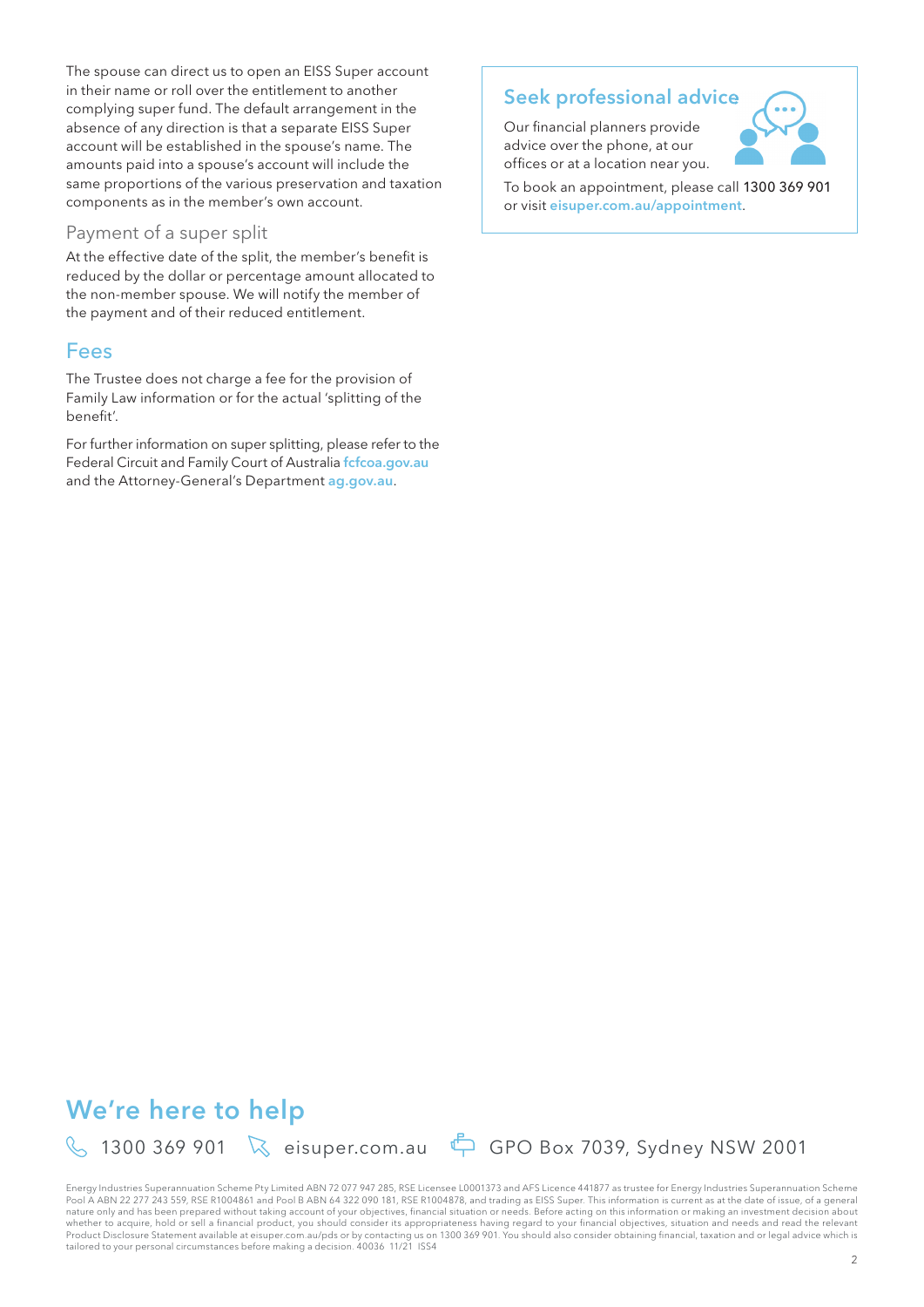The spouse can direct us to open an EISS Super account in their name or roll over the entitlement to another complying super fund. The default arrangement in the absence of any direction is that a separate EISS Super account will be established in the spouse's name. The amounts paid into a spouse's account will include the same proportions of the various preservation and taxation components as in the member's own account.

### Payment of a super split

At the effective date of the split, the member's benefit is reduced by the dollar or percentage amount allocated to the non-member spouse. We will notify the member of the payment and of their reduced entitlement.

## Fees

The Trustee does not charge a fee for the provision of Family Law information or for the actual 'splitting of the benefit'.

For further information on super splitting, please refer to the Federal Circuit and Family Court of Australia fcfcoa.gov.au and the Attorney-General's Department ag.gov.au.

## Seek professional advice

Our financial planners provide advice over the phone, at our offices or at a location near you.

To book an appointment, please call 1300 369 901 or visit eisuper.com.au/appointment.

## We're here to help

1300 369 901 eisuper.com.au GPO Box 7039, Sydney NSW 2001

Energy Industries Superannuation Scheme Pty Limited ABN 72 077 947 285, RSE Licensee L0001373 and AFS Licence 441877 as trustee for Energy Industries Superannuation Scheme Pool A ABN 22 277 243 559, RSE R1004861 and Pool B ABN 64 322 090 181, RSE R1004878, and trading as EISS Super. This information is current as at the date of issue, of a general nature only and has been prepared without taking account of your objectives, financial situation or needs. Before acting on this information or making an investment decision about whether to acquire, hold or sell a financial product, you should consider its appropriateness having regard to your financial objectives, situation and needs and read the relevant Product Disclosure Statement available at eisuper.com.au/pds or by contacting us on 1300 369 901. You should also consider obtaining financial, taxation and or legal advice which is tailored to your personal circumstances before making a decision. 40036 11/21 ISS4